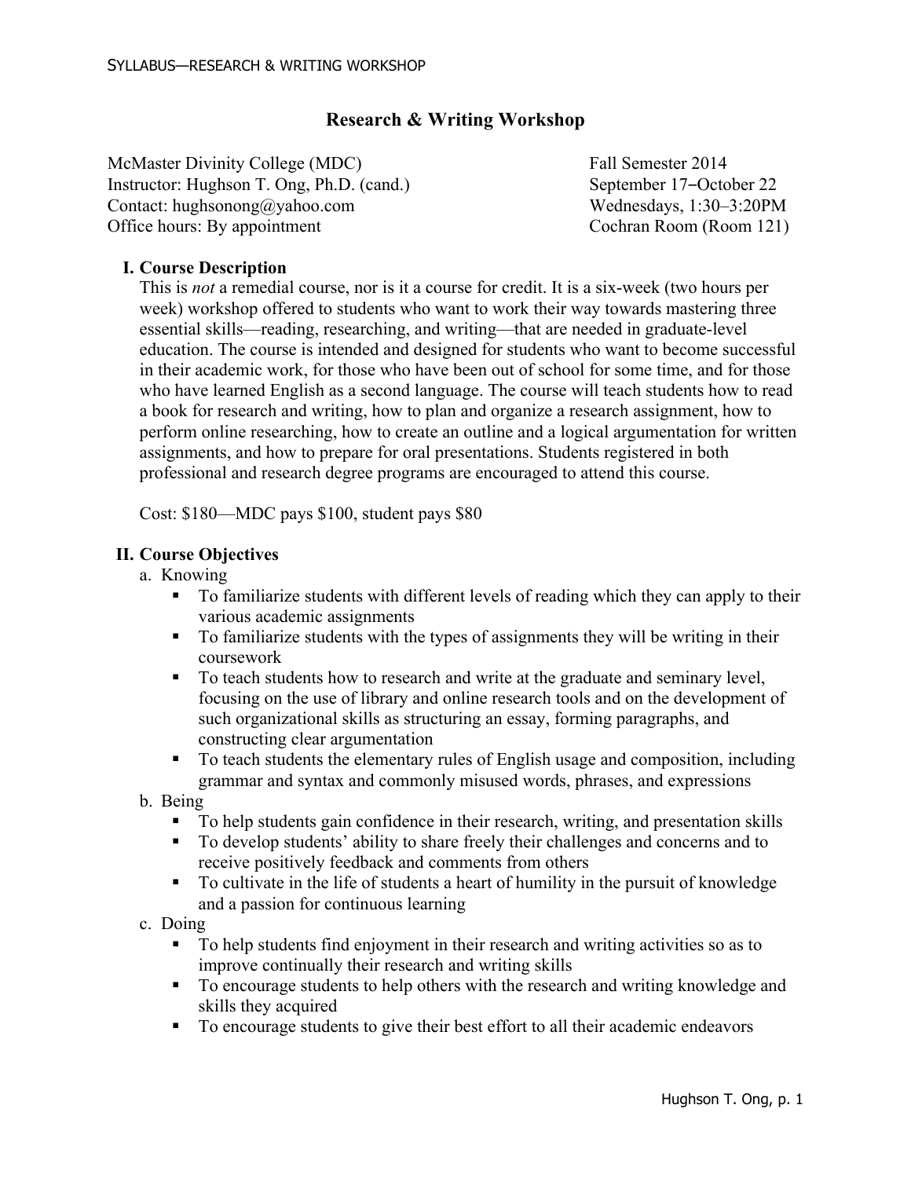# Research & Writing Workshop

McMaster Divinity College (MDC)
Instructor: Hughson T. Ong, Ph.D. (cand.)
Contact: hughsonong@yahoo.com
Office hours: By appointment

Fall Semester 2014
September 17–October 22
Wednesdays, 1:30–3:20PM
Cochran Room (Room 121)

## I. Course Description

This is *not* a remedial course, nor is it a course for credit. It is a six-week (two hours per week) workshop offered to students who want to work their way towards mastering three essential skills—reading, researching, and writing—that are needed in graduate-level education. The course is intended and designed for students who want to become successful in their academic work, for those who have been out of school for some time, and for those who have learned English as a second language. The course will teach students how to read a book for research and writing, how to plan and organize a research assignment, how to perform online researching, how to create an outline and a logical argumentation for written assignments, and how to prepare for oral presentations. Students registered in both professional and research degree programs are encouraged to attend this course.

Cost: $180—MDC pays $100, student pays $80

## II. Course Objectives

a. Knowing
- To familiarize students with different levels of reading which they can apply to their various academic assignments
- To familiarize students with the types of assignments they will be writing in their coursework
- To teach students how to research and write at the graduate and seminary level, focusing on the use of library and online research tools and on the development of such organizational skills as structuring an essay, forming paragraphs, and constructing clear argumentation
- To teach students the elementary rules of English usage and composition, including grammar and syntax and commonly misused words, phrases, and expressions

b. Being
- To help students gain confidence in their research, writing, and presentation skills
- To develop students' ability to share freely their challenges and concerns and to receive positively feedback and comments from others
- To cultivate in the life of students a heart of humility in the pursuit of knowledge and a passion for continuous learning

c. Doing
- To help students find enjoyment in their research and writing activities so as to improve continually their research and writing skills
- To encourage students to help others with the research and writing knowledge and skills they acquired
- To encourage students to give their best effort to all their academic endeavors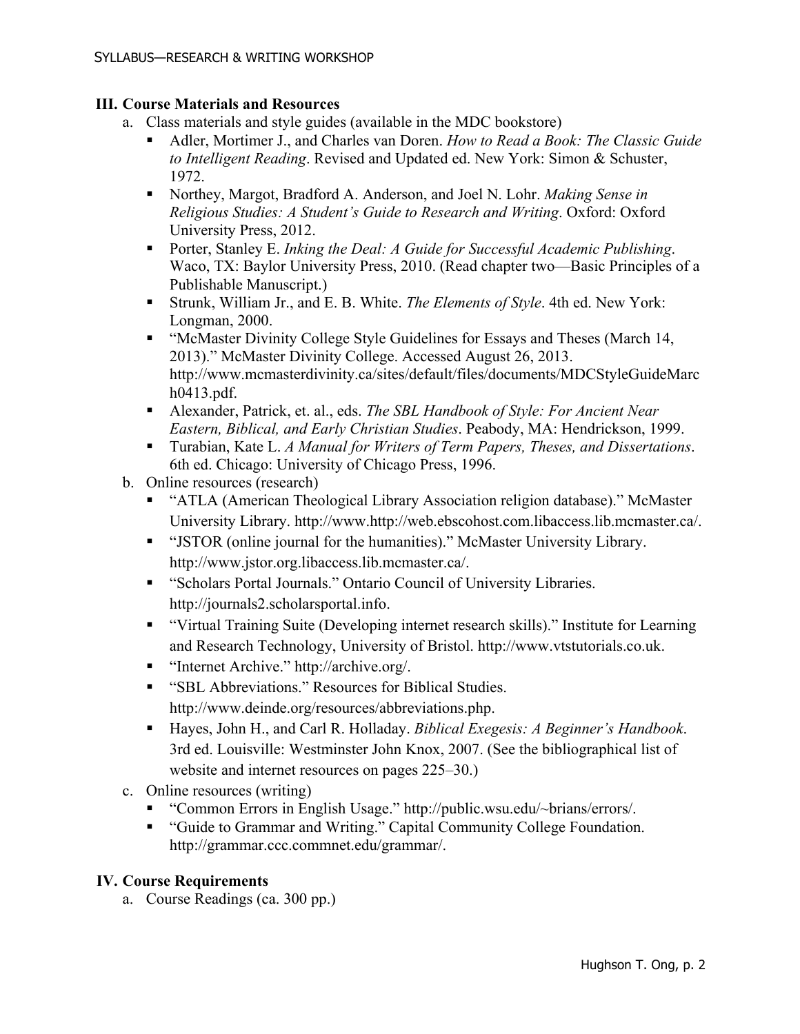## III. Course Materials and Resources

a. Class materials and style guides (available in the MDC bookstore)
   - Adler, Mortimer J., and Charles van Doren. *How to Read a Book: The Classic Guide to Intelligent Reading*. Revised and Updated ed. New York: Simon & Schuster, 1972.
   - Northey, Margot, Bradford A. Anderson, and Joel N. Lohr. *Making Sense in Religious Studies: A Student's Guide to Research and Writing*. Oxford: Oxford University Press, 2012.
   - Porter, Stanley E. *Inking the Deal: A Guide for Successful Academic Publishing*. Waco, TX: Baylor University Press, 2010. (Read chapter two—Basic Principles of a Publishable Manuscript.)
   - Strunk, William Jr., and E. B. White. *The Elements of Style*. 4th ed. New York: Longman, 2000.
   - "McMaster Divinity College Style Guidelines for Essays and Theses (March 14, 2013)." McMaster Divinity College. Accessed August 26, 2013. http://www.mcmasterdivinity.ca/sites/default/files/documents/MDCStyleGuideMarch0413.pdf.
   - Alexander, Patrick, et. al., eds. *The SBL Handbook of Style: For Ancient Near Eastern, Biblical, and Early Christian Studies*. Peabody, MA: Hendrickson, 1999.
   - Turabian, Kate L. *A Manual for Writers of Term Papers, Theses, and Dissertations*. 6th ed. Chicago: University of Chicago Press, 1996.

b. Online resources (research)
   - "ATLA (American Theological Library Association religion database)." McMaster University Library. http://www.http://web.ebscohost.com.libaccess.lib.mcmaster.ca/.
   - "JSTOR (online journal for the humanities)." McMaster University Library. http://www.jstor.org.libaccess.lib.mcmaster.ca/.
   - "Scholars Portal Journals." Ontario Council of University Libraries. http://journals2.scholarsportal.info.
   - "Virtual Training Suite (Developing internet research skills)." Institute for Learning and Research Technology, University of Bristol. http://www.vtstutorials.co.uk.
   - "Internet Archive." http://archive.org/.
   - "SBL Abbreviations." Resources for Biblical Studies. http://www.deinde.org/resources/abbreviations.php.
   - Hayes, John H., and Carl R. Holladay. *Biblical Exegesis: A Beginner's Handbook*. 3rd ed. Louisville: Westminster John Knox, 2007. (See the bibliographical list of website and internet resources on pages 225–30.)

c. Online resources (writing)
   - "Common Errors in English Usage." http://public.wsu.edu/~brians/errors/.
   - "Guide to Grammar and Writing." Capital Community College Foundation. http://grammar.ccc.commnet.edu/grammar/.

## IV. Course Requirements

a. Course Readings (ca. 300 pp.)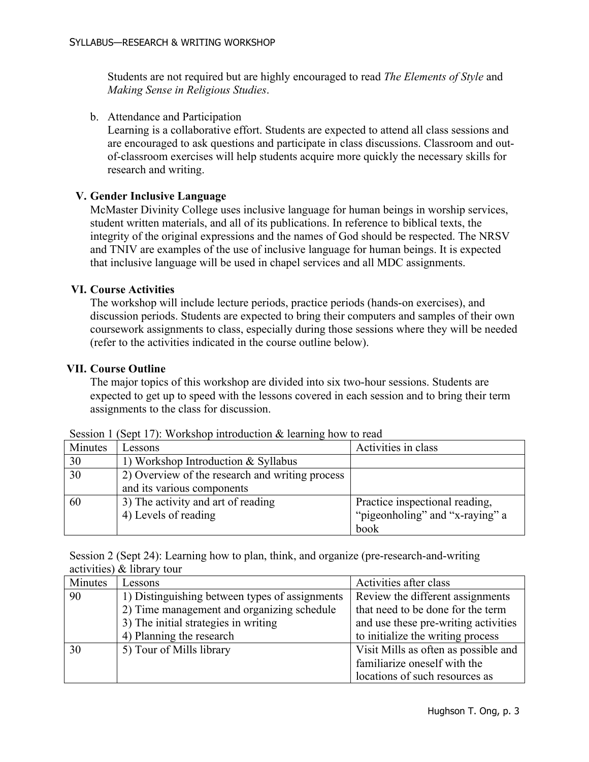Students are not required but are highly encouraged to read *The Elements of Style* and *Making Sense in Religious Studies*.

b. Attendance and Participation
Learning is a collaborative effort. Students are expected to attend all class sessions and are encouraged to ask questions and participate in class discussions. Classroom and out-of-classroom exercises will help students acquire more quickly the necessary skills for research and writing.

## V. Gender Inclusive Language

McMaster Divinity College uses inclusive language for human beings in worship services, student written materials, and all of its publications. In reference to biblical texts, the integrity of the original expressions and the names of God should be respected. The NRSV and TNIV are examples of the use of inclusive language for human beings. It is expected that inclusive language will be used in chapel services and all MDC assignments.

## VI. Course Activities

The workshop will include lecture periods, practice periods (hands-on exercises), and discussion periods. Students are expected to bring their computers and samples of their own coursework assignments to class, especially during those sessions where they will be needed (refer to the activities indicated in the course outline below).

## VII. Course Outline

The major topics of this workshop are divided into six two-hour sessions. Students are expected to get up to speed with the lessons covered in each session and to bring their term assignments to the class for discussion.

Session 1 (Sept 17): Workshop introduction & learning how to read

| Minutes | Lessons | Activities in class |
|---|---|---|
| 30 | 1) Workshop Introduction & Syllabus | |
| 30 | 2) Overview of the research and writing process and its various components | |
| 60 | 3) The activity and art of reading<br>4) Levels of reading | Practice inspectional reading, "pigeonholing" and "x-raying" a book |

Session 2 (Sept 24): Learning how to plan, think, and organize (pre-research-and-writing activities) & library tour

| Minutes | Lessons | Activities after class |
|---|---|---|
| 90 | 1) Distinguishing between types of assignments<br>2) Time management and organizing schedule<br>3) The initial strategies in writing<br>4) Planning the research | Review the different assignments that need to be done for the term and use these pre-writing activities to initialize the writing process |
| 30 | 5) Tour of Mills library | Visit Mills as often as possible and familiarize oneself with the locations of such resources as |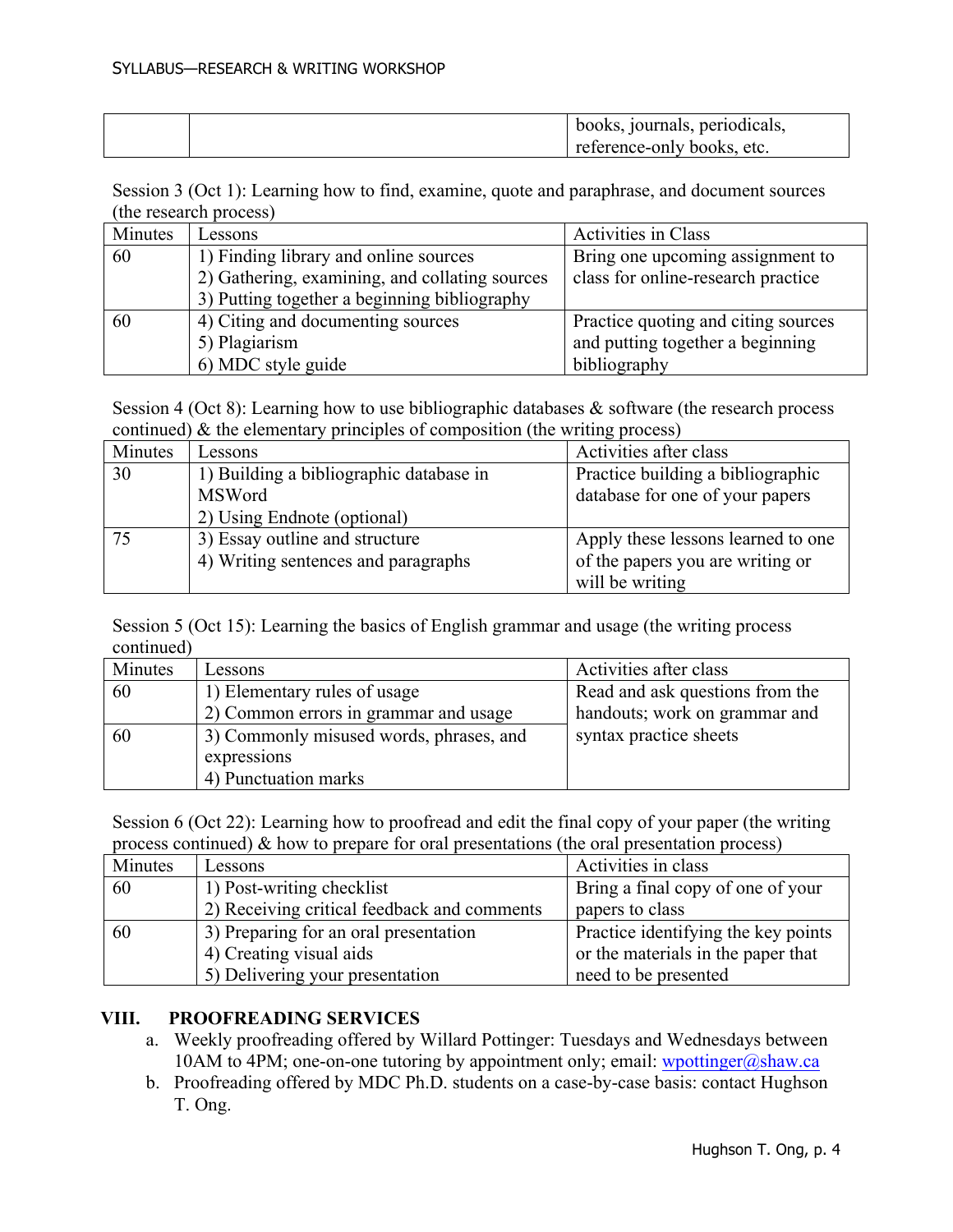| | | |
|---|---|---|
| | | books, journals, periodicals, reference-only books, etc. |

Session 3 (Oct 1): Learning how to find, examine, quote and paraphrase, and document sources (the research process)

| Minutes | Lessons | Activities in Class |
|---|---|---|
| 60 | 1) Finding library and online sources<br>2) Gathering, examining, and collating sources<br>3) Putting together a beginning bibliography | Bring one upcoming assignment to class for online-research practice |
| 60 | 4) Citing and documenting sources<br>5) Plagiarism<br>6) MDC style guide | Practice quoting and citing sources and putting together a beginning bibliography |

Session 4 (Oct 8): Learning how to use bibliographic databases & software (the research process continued) & the elementary principles of composition (the writing process)

| Minutes | Lessons | Activities after class |
|---|---|---|
| 30 | 1) Building a bibliographic database in MSWord<br>2) Using Endnote (optional) | Practice building a bibliographic database for one of your papers |
| 75 | 3) Essay outline and structure<br>4) Writing sentences and paragraphs | Apply these lessons learned to one of the papers you are writing or will be writing |

Session 5 (Oct 15): Learning the basics of English grammar and usage (the writing process continued)

| Minutes | Lessons | Activities after class |
|---|---|---|
| 60 | 1) Elementary rules of usage<br>2) Common errors in grammar and usage | Read and ask questions from the handouts; work on grammar and syntax practice sheets |
| 60 | 3) Commonly misused words, phrases, and expressions<br>4) Punctuation marks | |

Session 6 (Oct 22): Learning how to proofread and edit the final copy of your paper (the writing process continued) & how to prepare for oral presentations (the oral presentation process)

| Minutes | Lessons | Activities in class |
|---|---|---|
| 60 | 1) Post-writing checklist<br>2) Receiving critical feedback and comments | Bring a final copy of one of your papers to class |
| 60 | 3) Preparing for an oral presentation<br>4) Creating visual aids<br>5) Delivering your presentation | Practice identifying the key points or the materials in the paper that need to be presented |

## VIII. PROOFREADING SERVICES

a. Weekly proofreading offered by Willard Pottinger: Tuesdays and Wednesdays between 10AM to 4PM; one-on-one tutoring by appointment only; email: wpottinger@shaw.ca

b. Proofreading offered by MDC Ph.D. students on a case-by-case basis: contact Hughson T. Ong.